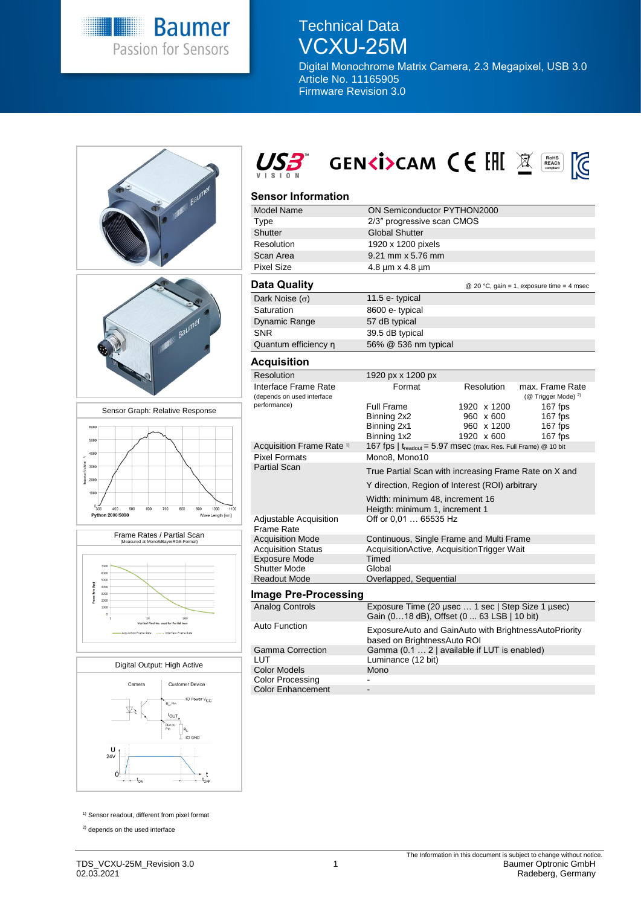# Technical Data VCXU-25M

Digital Monochrome Matrix Camera, 2.3 Megapixel, USB 3.0
Article No. 11165905
Firmware Revision 3.0

Sensor Graph: Relative Response

Frame Rates / Partial Scan
(Measured at Mono8/BayerRG8-Format)

Digital Output: High Active

## Sensor Information

| | |
|---|---|
| Model Name | ON Semiconductor PYTHON2000 |
| Type | 2/3″ progressive scan CMOS |
| Shutter | Global Shutter |
| Resolution | 1920 x 1200 pixels |
| Scan Area | 9.21 mm x 5.76 mm |
| Pixel Size | 4.8 µm x 4.8 µm |

## Data Quality

@ 20 °C, gain = 1, exposure time = 4 msec

| | |
|---|---|
| Dark Noise (σ) | 11.5 e- typical |
| Saturation | 8600 e- typical |
| Dynamic Range | 57 dB typical |
| SNR | 39.5 dB typical |
| Quantum efficiency η | 56% @ 536 nm typical |

## Acquisition

| | | | |
|---|---|---|---|
| Resolution | 1920 px x 1200 px | | |
| Interface Frame Rate (depends on used interface performance) | Format | Resolution | max. Frame Rate (@ Trigger Mode) [2] |
| | Full Frame | 1920 x 1200 | 167 fps |
| | Binning 2x2 | 960 x 600 | 167 fps |
| | Binning 2x1 | 960 x 1200 | 167 fps |
| | Binning 1x2 | 1920 x 600 | 167 fps |
| Acquisition Frame Rate [1] | 167 fps \| $t_{readout}$ = 5.97 msec (max. Res. Full Frame) @ 10 bit | | |
| Pixel Formats | Mono8, Mono10 | | |
| Partial Scan | True Partial Scan with increasing Frame Rate on X and Y direction, Region of Interest (ROI) arbitrary<br>Width: minimum 48, increment 16<br>Heigth: minimum 1, increment 1 | | |
| Adjustable Acquisition Frame Rate | Off or 0,01 … 65535 Hz | | |
| Acquisition Mode | Continuous, Single Frame and Multi Frame | | |
| Acquisition Status | AcquisitionActive, AcquisitionTrigger Wait | | |
| Exposure Mode | Timed | | |
| Shutter Mode | Global | | |
| Readout Mode | Overlapped, Sequential | | |

## Image Pre-Processing

| | |
|---|---|
| Analog Controls | Exposure Time (20 µsec … 1 sec \| Step Size 1 µsec)<br>Gain (0…18 dB), Offset (0 ... 63 LSB \| 10 bit) |
| Auto Function | ExposureAuto and GainAuto with BrightnessAutoPriority based on BrightnessAuto ROI |
| Gamma Correction | Gamma (0.1 … 2 \| available if LUT is enabled) |
| LUT | Luminance (12 bit) |
| Color Models | Mono |
| Color Processing | - |
| Color Enhancement | - |

[1] Sensor readout, different from pixel format

[2] depends on the used interface

TDS_VCXU-25M_Revision 3.0
02.03.2021

The Information in this document is subject to change without notice.
Baumer Optronic GmbH
Radeberg, Germany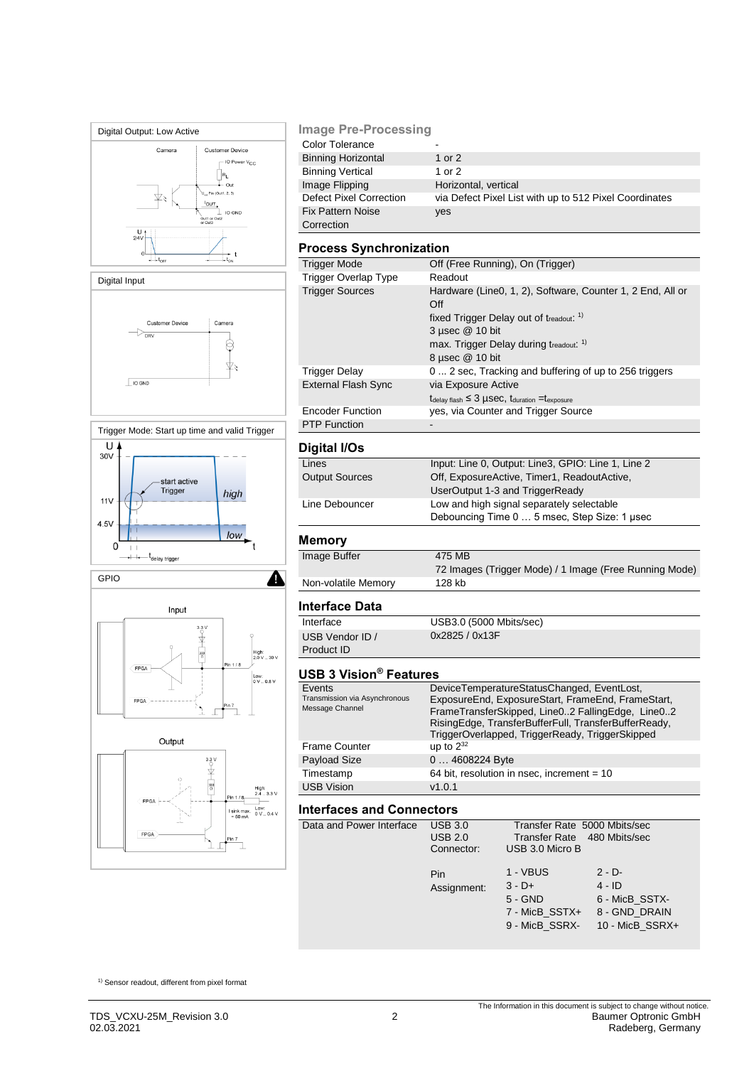Digital Output: Low Active

Digital Input

Trigger Mode: Start up time and valid Trigger

GPIO

## Image Pre-Processing

| | |
|---|---|
| Color Tolerance | - |
| Binning Horizontal | 1 or 2 |
| Binning Vertical | 1 or 2 |
| Image Flipping | Horizontal, vertical |
| Defect Pixel Correction | via Defect Pixel List with up to 512 Pixel Coordinates |
| Fix Pattern Noise Correction | yes |

## Process Synchronization

| | |
|---|---|
| Trigger Mode | Off (Free Running), On (Trigger) |
| Trigger Overlap Type | Readout |
| Trigger Sources | Hardware (Line0, 1, 2), Software, Counter 1, 2 End, All or Off<br>fixed Trigger Delay out of $t_{readout}$: [1)]<br>3 µsec @ 10 bit<br>max. Trigger Delay during $t_{readout}$: [1)]<br>8 µsec @ 10 bit |
| Trigger Delay | 0 ... 2 sec, Tracking and buffering of up to 256 triggers |
| External Flash Sync | via Exposure Active<br>$t_{delay\ flash} \leq 3$ µsec, $t_{duration} = t_{exposure}$ |
| Encoder Function | yes, via Counter and Trigger Source |
| PTP Function | - |

## Digital I/Os

| | |
|---|---|
| Lines | Input: Line 0, Output: Line3, GPIO: Line 1, Line 2 |
| Output Sources | Off, ExposureActive, Timer1, ReadoutActive, UserOutput 1-3 and TriggerReady |
| Line Debouncer | Low and high signal separately selectable<br>Debouncing Time 0 … 5 msec, Step Size: 1 µsec |

## Memory

| | |
|---|---|
| Image Buffer | 475 MB<br>72 Images (Trigger Mode) / 1 Image (Free Running Mode) |
| Non-volatile Memory | 128 kb |

## Interface Data

| | |
|---|---|
| Interface | USB3.0 (5000 Mbits/sec) |
| USB Vendor ID / Product ID | 0x2825 / 0x13F |

## USB 3 Vision® Features

| | |
|---|---|
| Events<br>Transmission via Asynchronous Message Channel | DeviceTemperatureStatusChanged, EventLost, ExposureEnd, ExposureStart, FrameEnd, FrameStart, FrameTransferSkipped, Line0..2 FallingEdge, Line0..2 RisingEdge, TransferBufferFull, TransferBufferReady, TriggerOverlapped, TriggerReady, TriggerSkipped |
| Frame Counter | up to $2^{32}$ |
| Payload Size | 0 … 4608224 Byte |
| Timestamp | 64 bit, resolution in nsec, increment = 10 |
| USB Vision | v1.0.1 |

## Interfaces and Connectors

| | | | |
|---|---|---|---|
| Data and Power Interface | USB 3.0 | Transfer Rate 5000 Mbits/sec | |
| | USB 2.0 | Transfer Rate 480 Mbits/sec | |
| | Connector: | USB 3.0 Micro B | |
| | Pin Assignment: | 1 - VBUS | 2 - D- |
| | | 3 - D+ | 4 - ID |
| | | 5 - GND | 6 - MicB_SSTX- |
| | | 7 - MicB_SSTX+ | 8 - GND_DRAIN |
| | | 9 - MicB_SSRX- | 10 - MicB_SSRX+ |

[1)] Sensor readout, different from pixel format

TDS_VCXU-25M_Revision 3.0
02.03.2021

The Information in this document is subject to change without notice.
Baumer Optronic GmbH
Radeberg, Germany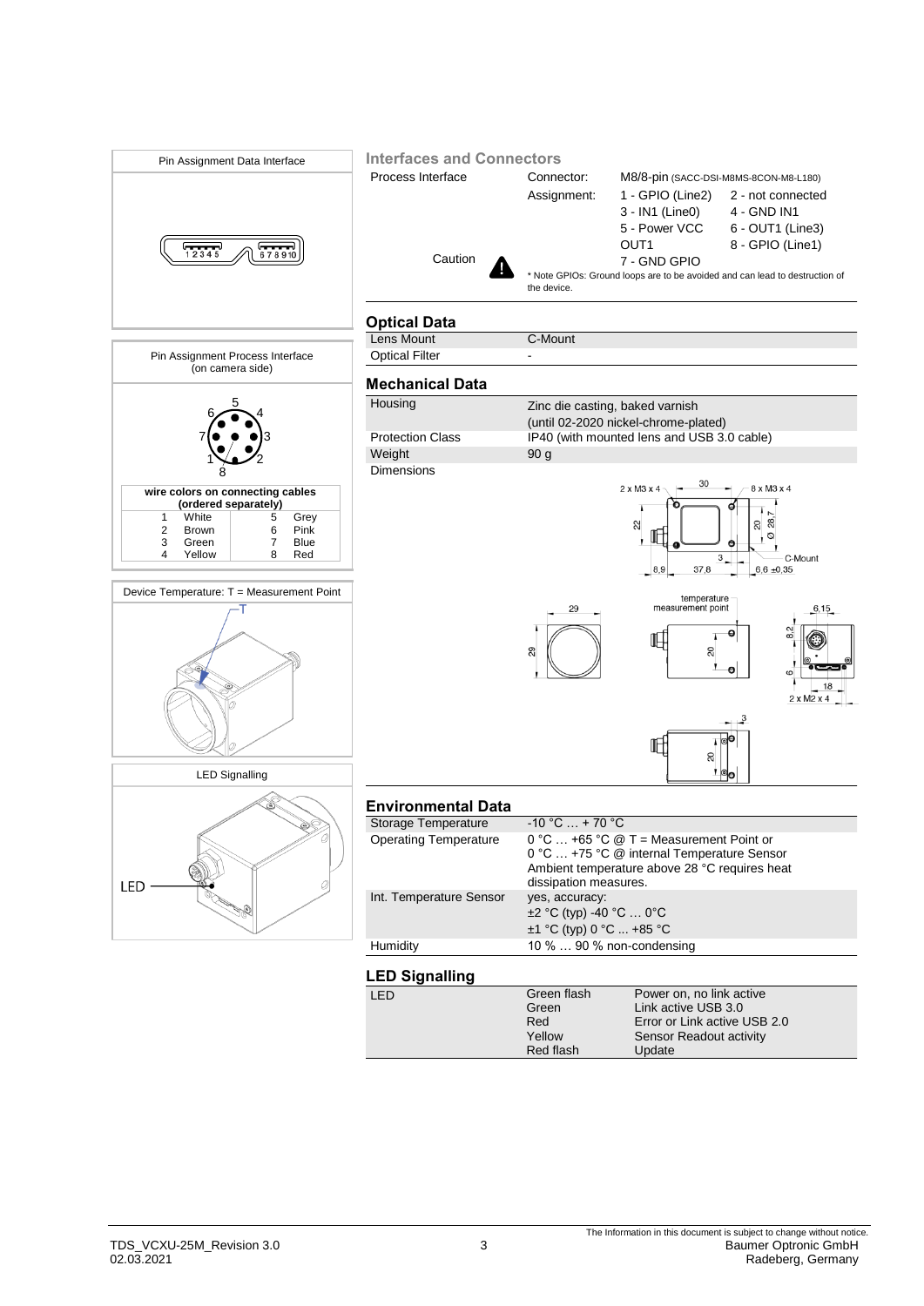### Pin Assignment Data Interface

1 2 3 4 5 &nbsp;&nbsp; 6 7 8 9 10

### Pin Assignment Process Interface (on camera side)

| wire colors on connecting cables (ordered separately) | | | |
|---|---|---|---|
| 1 | White | 5 | Grey |
| 2 | Brown | 6 | Pink |
| 3 | Green | 7 | Blue |
| 4 | Yellow | 8 | Red |

### Device Temperature: T = Measurement Point

### LED Signalling

LED

## Interfaces and Connectors

| | | | |
|---|---|---|---|
| Process Interface | Connector: | M8/8-pin (SACC-DSI-M8MS-8CON-M8-L180) | |
| | Assignment: | 1 - GPIO (Line2) | 2 - not connected |
| | | 3 - IN1 (Line0) | 4 - GND IN1 |
| | | 5 - Power VCC OUT1 | 6 - OUT1 (Line3) |
| | | 7 - GND GPIO | 8 - GPIO (Line1) |

Caution

* Note GPIOs: Ground loops are to be avoided and can lead to destruction of the device.

## Optical Data

| | |
|---|---|
| Lens Mount | C-Mount |
| Optical Filter | - |

## Mechanical Data

| | |
|---|---|
| Housing | Zinc die casting, baked varnish (until 02-2020 nickel-chrome-plated) |
| Protection Class | IP40 (with mounted lens and USB 3.0 cable) |
| Weight | 90 g |
| Dimensions | |

2 x M3 x 4, 30, 8 x M3 x 4, 22, 20, Ø 28,7, 3, C-Mount, 8,9, 37,8, 6,6 ±0,35, 29, 29, temperature measurement point, 20, 6,15, 8,2, 6, 18, 2 x M2 x 4, 3, 20

## Environmental Data

| | |
|---|---|
| Storage Temperature | -10 °C … + 70 °C |
| Operating Temperature | 0 °C … +65 °C @ T = Measurement Point or<br>0 °C … +75 °C @ internal Temperature Sensor<br>Ambient temperature above 28 °C requires heat dissipation measures. |
| Int. Temperature Sensor | yes, accuracy:<br>±2 °C (typ) -40 °C … 0°C<br>±1 °C (typ) 0 °C ... +85 °C |
| Humidity | 10 % … 90 % non-condensing |

## LED Signalling

| | | |
|---|---|---|
| LED | Green flash | Power on, no link active |
| | Green | Link active USB 3.0 |
| | Red | Error or Link active USB 2.0 |
| | Yellow | Sensor Readout activity |
| | Red flash | Update |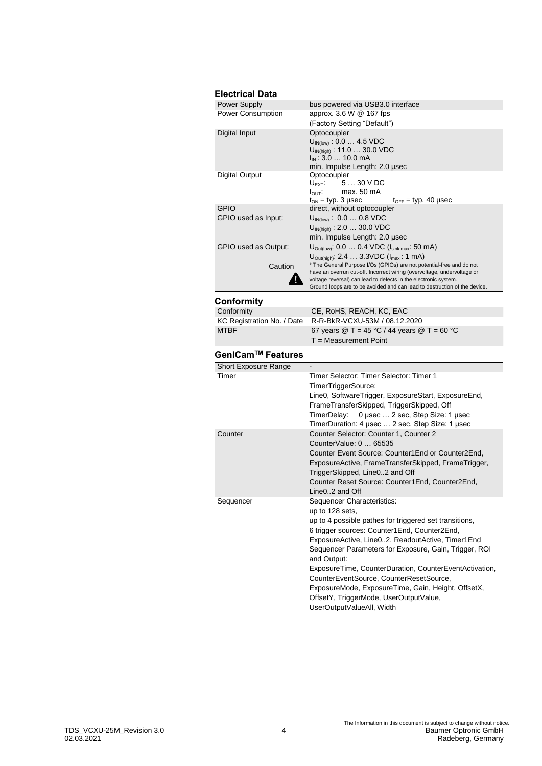### Electrical Data

| | |
|---|---|
| Power Supply | bus powered via USB3.0 interface |
| Power Consumption | approx. 3.6 W @ 167 fps<br>(Factory Setting "Default") |
| Digital Input | Optocoupler<br>$U_{IN(low)}$ : 0.0 … 4.5 VDC<br>$U_{IN(high)}$ : 11.0 … 30.0 VDC<br>$I_{IN}$ : 3.0 … 10.0 mA<br>min. Impulse Length: 2.0 µsec |
| Digital Output | Optocoupler<br>$U_{EXT}$: 5 … 30 V DC<br>$I_{OUT}$: max. 50 mA<br>$t_{ON}$ = typ. 3 µsec $t_{OFF}$ = typ. 40 µsec |
| GPIO<br>GPIO used as Input: | direct, without optocoupler<br>$U_{IN(low)}$ : 0.0 … 0.8 VDC<br>$U_{IN(high)}$ : 2.0 … 30.0 VDC<br>min. Impulse Length: 2.0 µsec |
| GPIO used as Output: | $U_{Out(low)}$: 0.0 … 0.4 VDC ($I_{sink\ max}$: 50 mA)<br>$U_{Out(high)}$: 2.4 … 3.3VDC ($I_{max}$ : 1 mA) |
| Caution | * The General Purpose I/Os (GPIOs) are not potential-free and do not have an overrun cut-off. Incorrect wiring (overvoltage, undervoltage or voltage reversal) can lead to defects in the electronic system. Ground loops are to be avoided and can lead to destruction of the device. |

### Conformity

| | |
|---|---|
| Conformity | CE, RoHS, REACH, KC, EAC |
| KC Registration No. / Date | R-R-BkR-VCXU-53M / 08.12.2020 |
| MTBF | 67 years @ T = 45 °C / 44 years @ T = 60 °C<br>T = Measurement Point |

### GenICam™ Features

| | |
|---|---|
| Short Exposure Range | - |
| Timer | Timer Selector: Timer Selector: Timer 1<br>TimerTriggerSource:<br>Line0, SoftwareTrigger, ExposureStart, ExposureEnd, FrameTransferSkipped, TriggerSkipped, Off<br>TimerDelay: 0 µsec … 2 sec, Step Size: 1 µsec<br>TimerDuration: 4 µsec … 2 sec, Step Size: 1 µsec |
| Counter | Counter Selector: Counter 1, Counter 2<br>CounterValue: 0 … 65535<br>Counter Event Source: Counter1End or Counter2End, ExposureActive, FrameTransferSkipped, FrameTrigger, TriggerSkipped, Line0..2 and Off<br>Counter Reset Source: Counter1End, Counter2End, Line0..2 and Off |
| Sequencer | Sequencer Characteristics:<br>up to 128 sets,<br>up to 4 possible pathes for triggered set transitions,<br>6 trigger sources: Counter1End, Counter2End, ExposureActive, Line0..2, ReadoutActive, Timer1End<br>Sequencer Parameters for Exposure, Gain, Trigger, ROI and Output:<br>ExposureTime, CounterDuration, CounterEventActivation, CounterEventSource, CounterResetSource, ExposureMode, ExposureTime, Gain, Height, OffsetX, OffsetY, TriggerMode, UserOutputValue, UserOutputValueAll, Width |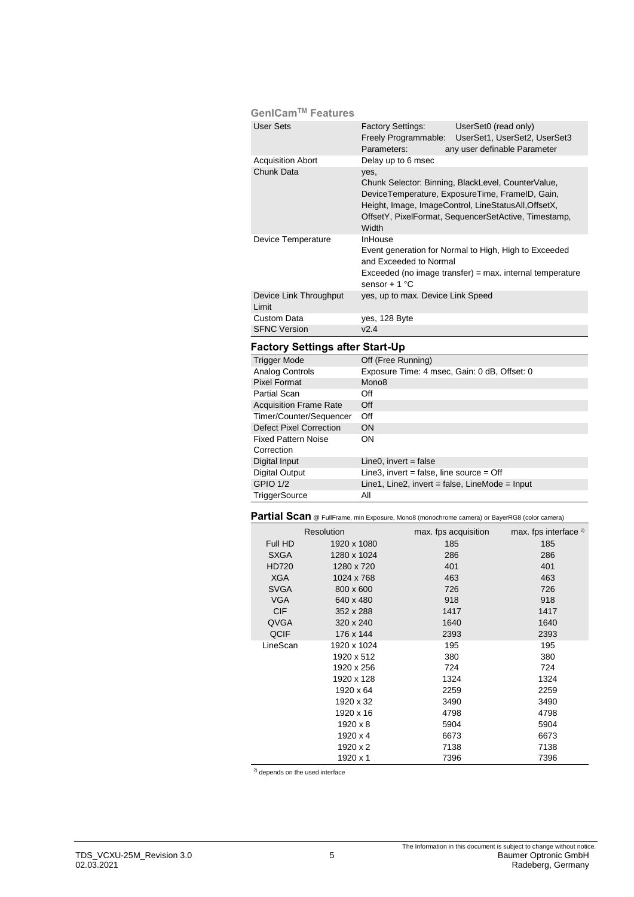### GenICam[TM] Features

| | |
|---|---|
| User Sets | Factory Settings: UserSet0 (read only)<br>Freely Programmable: UserSet1, UserSet2, UserSet3<br>Parameters: any user definable Parameter |
| Acquisition Abort | Delay up to 6 msec |
| Chunk Data | yes,<br>Chunk Selector: Binning, BlackLevel, CounterValue, DeviceTemperature, ExposureTime, FrameID, Gain, Height, Image, ImageControl, LineStatusAll,OffsetX, OffsetY, PixelFormat, SequencerSetActive, Timestamp, Width |
| Device Temperature | InHouse<br>Event generation for Normal to High, High to Exceeded and Exceeded to Normal<br>Exceeded (no image transfer) = max. internal temperature sensor + 1 °C |
| Device Link Throughput Limit | yes, up to max. Device Link Speed |
| Custom Data | yes, 128 Byte |
| SFNC Version | v2.4 |

### Factory Settings after Start-Up

| | |
|---|---|
| Trigger Mode | Off (Free Running) |
| Analog Controls | Exposure Time: 4 msec, Gain: 0 dB, Offset: 0 |
| Pixel Format | Mono8 |
| Partial Scan | Off |
| Acquisition Frame Rate | Off |
| Timer/Counter/Sequencer | Off |
| Defect Pixel Correction | ON |
| Fixed Pattern Noise Correction | ON |
| Digital Input | Line0, invert = false |
| Digital Output | Line3, invert = false, line source = Off |
| GPIO 1/2 | Line1, Line2, invert = false, LineMode = Input |
| TriggerSource | All |

### Partial Scan @ FullFrame, min Exposure, Mono8 (monochrome camera) or BayerRG8 (color camera)

| Resolution | | max. fps acquisition | max. fps interface [2)] |
|---|---|---|---|
| Full HD | 1920 x 1080 | 185 | 185 |
| SXGA | 1280 x 1024 | 286 | 286 |
| HD720 | 1280 x 720 | 401 | 401 |
| XGA | 1024 x 768 | 463 | 463 |
| SVGA | 800 x 600 | 726 | 726 |
| VGA | 640 x 480 | 918 | 918 |
| CIF | 352 x 288 | 1417 | 1417 |
| QVGA | 320 x 240 | 1640 | 1640 |
| QCIF | 176 x 144 | 2393 | 2393 |
| LineScan | 1920 x 1024 | 195 | 195 |
| | 1920 x 512 | 380 | 380 |
| | 1920 x 256 | 724 | 724 |
| | 1920 x 128 | 1324 | 1324 |
| | 1920 x 64 | 2259 | 2259 |
| | 1920 x 32 | 3490 | 3490 |
| | 1920 x 16 | 4798 | 4798 |
| | 1920 x 8 | 5904 | 5904 |
| | 1920 x 4 | 6673 | 6673 |
| | 1920 x 2 | 7138 | 7138 |
| | 1920 x 1 | 7396 | 7396 |

[2)] depends on the used interface

TDS_VCXU-25M_Revision 3.0
02.03.2021

The Information in this document is subject to change without notice.
Baumer Optronic GmbH
Radeberg, Germany